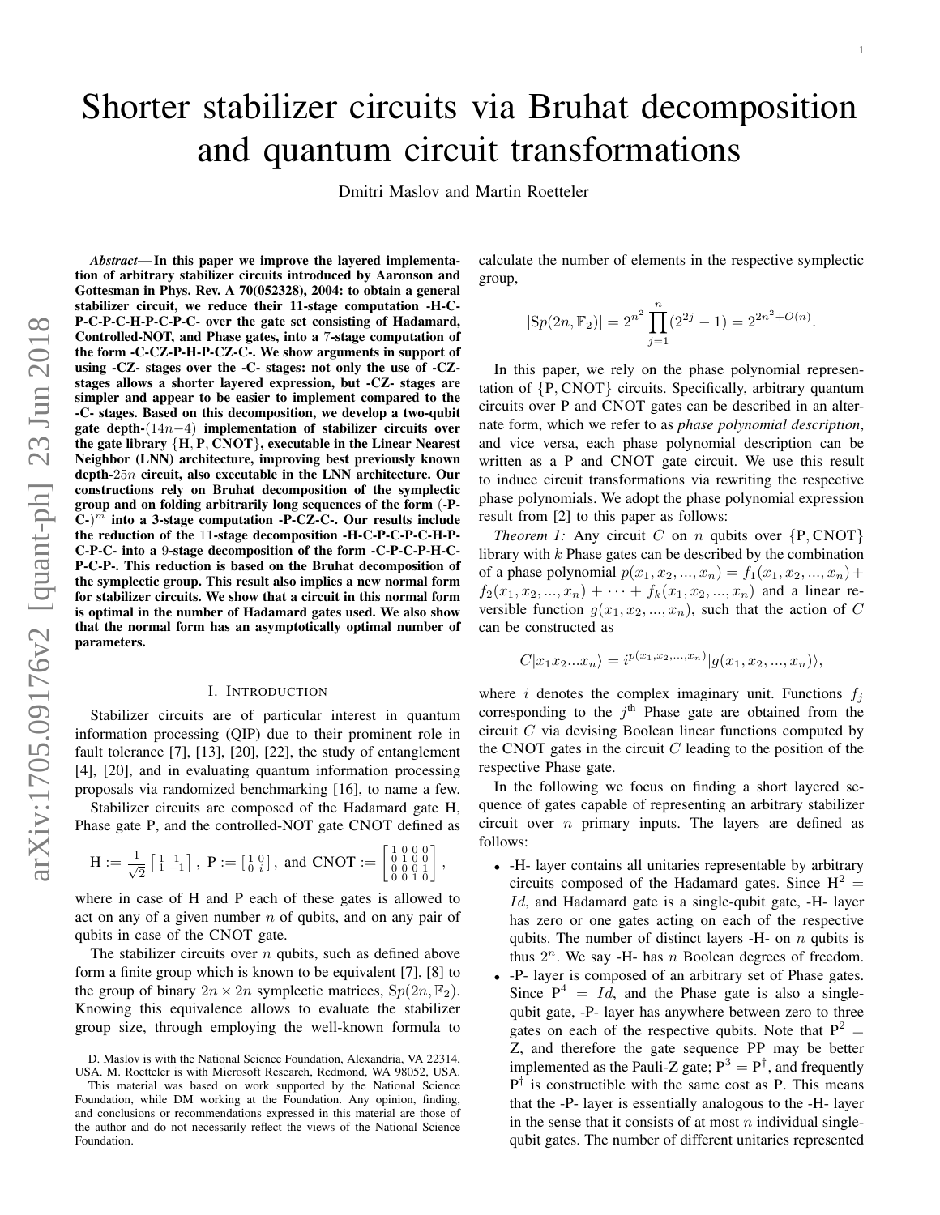# Shorter stabilizer circuits via Bruhat decomposition and quantum circuit transformations

Dmitri Maslov and Martin Roetteler

***Abstract*— In this paper we improve the layered implementation of arbitrary stabilizer circuits introduced by Aaronson and Gottesman in Phys. Rev. A 70(052328), 2004: to obtain a general stabilizer circuit, we reduce their 11-stage computation -H-C-P-C-P-C-H-P-C-P-C- over the gate set consisting of Hadamard, Controlled-NOT, and Phase gates, into a 7-stage computation of the form -C-CZ-P-H-P-CZ-C-. We show arguments in support of using -CZ- stages over the -C- stages: not only the use of -CZ- stages allows a shorter layered expression, but -CZ- stages are simpler and appear to be easier to implement compared to the -C- stages. Based on this decomposition, we develop a two-qubit gate depth-$(14n-4)$ implementation of stabilizer circuits over the gate library $\{\mathrm{H}, \mathrm{P}, \mathrm{CNOT}\}$, executable in the Linear Nearest Neighbor (LNN) architecture, improving best previously known depth-$25n$ circuit, also executable in the LNN architecture. Our constructions rely on Bruhat decomposition of the symplectic group and on folding arbitrarily long sequences of the form (-P-C-)$^m$ into a 3-stage computation -P-CZ-C-. Our results include the reduction of the 11-stage decomposition -H-C-P-C-P-C-H-P-C-P-C- into a 9-stage decomposition of the form -C-P-C-P-H-C-P-C-P-. This reduction is based on the Bruhat decomposition of the symplectic group. This result also implies a new normal form for stabilizer circuits. We show that a circuit in this normal form is optimal in the number of Hadamard gates used. We also show that the normal form has an asymptotically optimal number of parameters.**

## I. Introduction

Stabilizer circuits are of particular interest in quantum information processing (QIP) due to their prominent role in fault tolerance [7], [13], [20], [22], the study of entanglement [4], [20], and in evaluating quantum information processing proposals via randomized benchmarking [16], to name a few.

Stabilizer circuits are composed of the Hadamard gate H, Phase gate P, and the controlled-NOT gate CNOT defined as

$$\mathrm{H} := \frac{1}{\sqrt{2}}\begin{bmatrix} 1 & 1 \\ 1 & -1 \end{bmatrix}, \ \mathrm{P} := \begin{bmatrix} 1 & 0 \\ 0 & i \end{bmatrix}, \text{ and } \mathrm{CNOT} := \begin{bmatrix} 1 & 0 & 0 & 0 \\ 0 & 1 & 0 & 0 \\ 0 & 0 & 0 & 1 \\ 0 & 0 & 1 & 0 \end{bmatrix},$$

where in case of H and P each of these gates is allowed to act on any of a given number $n$ of qubits, and on any pair of qubits in case of the CNOT gate.

The stabilizer circuits over $n$ qubits, such as defined above form a finite group which is known to be equivalent [7], [8] to the group of binary $2n \times 2n$ symplectic matrices, $\mathrm{Sp}(2n, \mathbb{F}_2)$. Knowing this equivalence allows to evaluate the stabilizer group size, through employing the well-known formula to calculate the number of elements in the respective symplectic group,

$$|\mathrm{Sp}(2n, \mathbb{F}_2)| = 2^{n^2} \prod_{j=1}^{n} (2^{2j} - 1) = 2^{2n^2 + O(n)}.$$

In this paper, we rely on the phase polynomial representation of $\{\mathrm{P}, \mathrm{CNOT}\}$ circuits. Specifically, arbitrary quantum circuits over P and CNOT gates can be described in an alternate form, which we refer to as *phase polynomial description*, and vice versa, each phase polynomial description can be written as a P and CNOT gate circuit. We use this result to induce circuit transformations via rewriting the respective phase polynomials. We adopt the phase polynomial expression result from [2] to this paper as follows:

*Theorem 1:* Any circuit $C$ on $n$ qubits over $\{\mathrm{P}, \mathrm{CNOT}\}$ library with $k$ Phase gates can be described by the combination of a phase polynomial $p(x_1, x_2, ..., x_n) = f_1(x_1, x_2, ..., x_n) + f_2(x_1, x_2, ..., x_n) + \dots + f_k(x_1, x_2, ..., x_n)$ and a linear reversible function $g(x_1, x_2, ..., x_n)$, such that the action of $C$ can be constructed as

$$C|x_1 x_2 ... x_n\rangle = i^{p(x_1, x_2, ..., x_n)} |g(x_1, x_2, ..., x_n)\rangle,$$

where $i$ denotes the complex imaginary unit. Functions $f_j$ corresponding to the $j^{\text{th}}$ Phase gate are obtained from the circuit $C$ via devising Boolean linear functions computed by the CNOT gates in the circuit $C$ leading to the position of the respective Phase gate.

In the following we focus on finding a short layered sequence of gates capable of representing an arbitrary stabilizer circuit over $n$ primary inputs. The layers are defined as follows:

- -H- layer contains all unitaries representable by arbitrary circuits composed of the Hadamard gates. Since $\mathrm{H}^2 = Id$, and Hadamard gate is a single-qubit gate, -H- layer has zero or one gates acting on each of the respective qubits. The number of distinct layers -H- on $n$ qubits is thus $2^n$. We say -H- has $n$ Boolean degrees of freedom.
- -P- layer is composed of an arbitrary set of Phase gates. Since $\mathrm{P}^4 = Id$, and the Phase gate is also a single-qubit gate, -P- layer has anywhere between zero to three gates on each of the respective qubits. Note that $\mathrm{P}^2 = \mathrm{Z}$, and therefore the gate sequence PP may be better implemented as the Pauli-Z gate; $\mathrm{P}^3 = \mathrm{P}^\dagger$, and frequently $\mathrm{P}^\dagger$ is constructible with the same cost as P. This means that the -P- layer is essentially analogous to the -H- layer in the sense that it consists of at most $n$ individual single-qubit gates. The number of different unitaries represented

D. Maslov is with the National Science Foundation, Alexandria, VA 22314, USA. M. Roetteler is with Microsoft Research, Redmond, WA 98052, USA.

This material was based on work supported by the National Science Foundation, while DM working at the Foundation. Any opinion, finding, and conclusions or recommendations expressed in this material are those of the author and do not necessarily reflect the views of the National Science Foundation.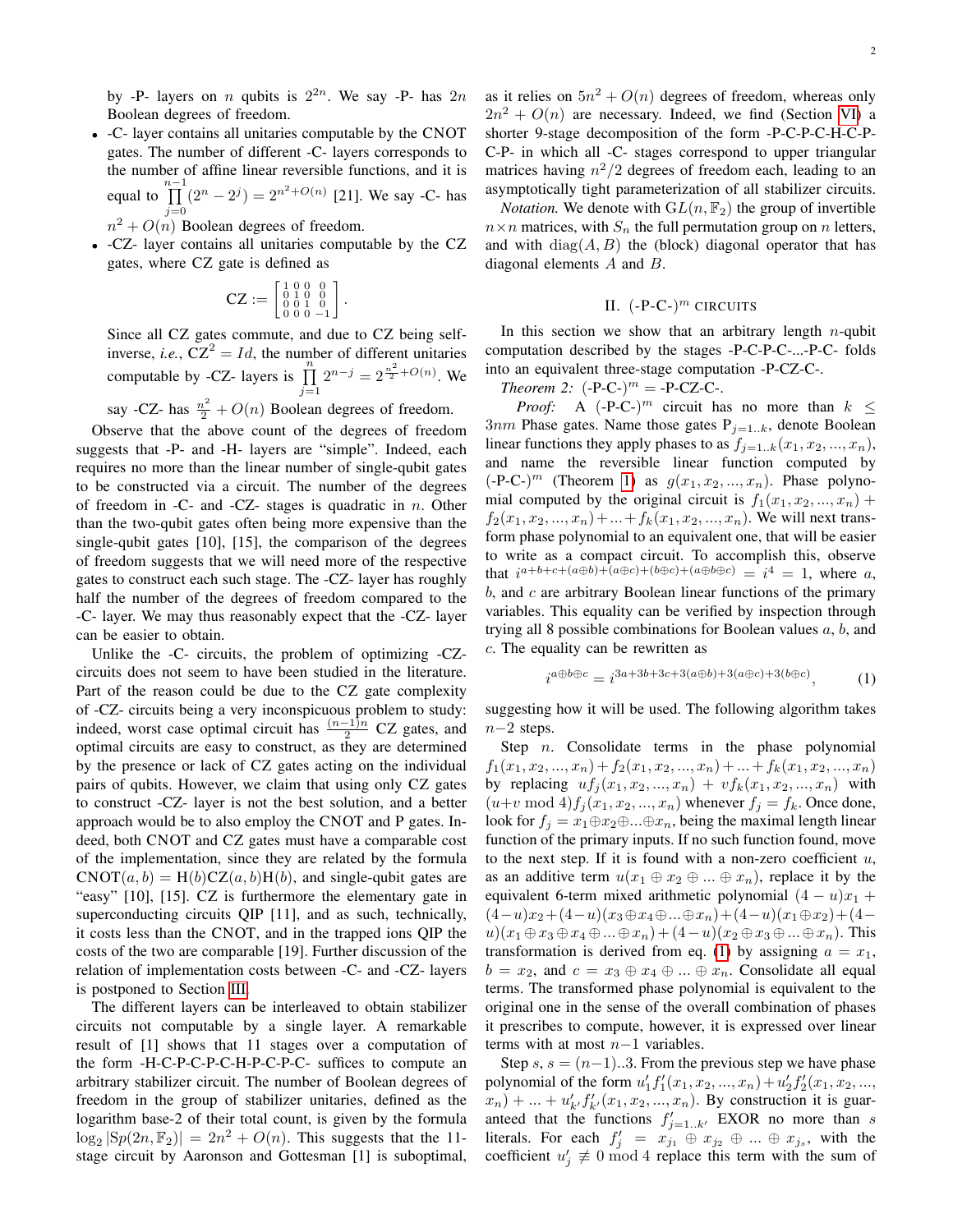by -P- layers on $n$ qubits is $2^{2n}$. We say -P- has $2n$ Boolean degrees of freedom.

- -C- layer contains all unitaries computable by the CNOT gates. The number of different -C- layers corresponds to the number of affine linear reversible functions, and it is equal to $\prod_{j=0}^{n-1}(2^n - 2^j) = 2^{n^2+O(n)}$ [21]. We say -C- has $n^2 + O(n)$ Boolean degrees of freedom.
- -CZ- layer contains all unitaries computable by the CZ gates, where CZ gate is defined as

$$\text{CZ} := \begin{bmatrix} 1 & 0 & 0 & 0 \\ 0 & 1 & 0 & 0 \\ 0 & 0 & 1 & 0 \\ 0 & 0 & 0 & -1 \end{bmatrix}.$$

Since all CZ gates commute, and due to CZ being self-inverse, *i.e.*, $\text{CZ}^2 = Id$, the number of different unitaries computable by -CZ- layers is $\prod_{j=1}^{n} 2^{n-j} = 2^{\frac{n^2}{2}+O(n)}$. We say -CZ- has $\frac{n^2}{2} + O(n)$ Boolean degrees of freedom.

Observe that the above count of the degrees of freedom suggests that -P- and -H- layers are "simple". Indeed, each requires no more than the linear number of single-qubit gates to be constructed via a circuit. The number of the degrees of freedom in -C- and -CZ- stages is quadratic in $n$. Other than the two-qubit gates often being more expensive than the single-qubit gates [10], [15], the comparison of the degrees of freedom suggests that we will need more of the respective gates to construct each such stage. The -CZ- layer has roughly half the number of the degrees of freedom compared to the -C- layer. We may thus reasonably expect that the -CZ- layer can be easier to obtain.

Unlike the -C- circuits, the problem of optimizing -CZ- circuits does not seem to have been studied in the literature. Part of the reason could be due to the CZ gate complexity of -CZ- circuits being a very inconspicuous problem to study: indeed, worst case optimal circuit has $\frac{(n-1)n}{2}$ CZ gates, and optimal circuits are easy to construct, as they are determined by the presence or lack of CZ gates acting on the individual pairs of qubits. However, we claim that using only CZ gates to construct -CZ- layer is not the best solution, and a better approach would be to also employ the CNOT and P gates. Indeed, both CNOT and CZ gates must have a comparable cost of the implementation, since they are related by the formula $\text{CNOT}(a, b) = \text{H}(b)\text{CZ}(a, b)\text{H}(b)$, and single-qubit gates are "easy" [10], [15]. CZ is furthermore the elementary gate in superconducting circuits QIP [11], and as such, technically, it costs less than the CNOT, and in the trapped ions QIP the costs of the two are comparable [19]. Further discussion of the relation of implementation costs between -C- and -CZ- layers is postponed to Section III.

The different layers can be interleaved to obtain stabilizer circuits not computable by a single layer. A remarkable result of [1] shows that 11 stages over a computation of the form -H-C-P-C-P-C-H-P-C-P-C- suffices to compute an arbitrary stabilizer circuit. The number of Boolean degrees of freedom in the group of stabilizer unitaries, defined as the logarithm base-2 of their total count, is given by the formula $\log_2 |Sp(2n, \mathbb{F}_2)| = 2n^2 + O(n)$. This suggests that the 11-stage circuit by Aaronson and Gottesman [1] is suboptimal, as it relies on $5n^2 + O(n)$ degrees of freedom, whereas only $2n^2 + O(n)$ are necessary. Indeed, we find (Section VI) a shorter 9-stage decomposition of the form -P-C-P-C-H-C-P-C-P- in which all -C- stages correspond to upper triangular matrices having $n^2/2$ degrees of freedom each, leading to an asymptotically tight parameterization of all stabilizer circuits.

*Notation.* We denote with $\text{GL}(n, \mathbb{F}_2)$ the group of invertible $n \times n$ matrices, with $S_n$ the full permutation group on $n$ letters, and with $\text{diag}(A, B)$ the (block) diagonal operator that has diagonal elements $A$ and $B$.

## II. (-P-C-)$^m$ circuits

In this section we show that an arbitrary length $n$-qubit computation described by the stages -P-C-P-C-...-P-C- folds into an equivalent three-stage computation -P-CZ-C-.

*Theorem 2:* (-P-C-)$^m$ = -P-CZ-C-.

*Proof:* A (-P-C-)$^m$ circuit has no more than $k \leq 3nm$ Phase gates. Name those gates $\text{P}_{j=1..k}$, denote Boolean linear functions they apply phases to as $f_{j=1..k}(x_1, x_2, ..., x_n)$, and name the reversible linear function computed by (-P-C-)$^m$ (Theorem 1) as $g(x_1, x_2, ..., x_n)$. Phase polynomial computed by the original circuit is $f_1(x_1, x_2, ..., x_n) + f_2(x_1, x_2, ..., x_n) + ... + f_k(x_1, x_2, ..., x_n)$. We will next transform phase polynomial to an equivalent one, that will be easier to write as a compact circuit. To accomplish this, observe that $i^{a+b+c+(a\oplus b)+(a\oplus c)+(b\oplus c)+(a\oplus b\oplus c)} = i^4 = 1$, where $a$, $b$, and $c$ are arbitrary Boolean linear functions of the primary variables. This equality can be verified by inspection through trying all 8 possible combinations for Boolean values $a$, $b$, and $c$. The equality can be rewritten as

$$i^{a\oplus b\oplus c} = i^{3a+3b+3c+3(a\oplus b)+3(a\oplus c)+3(b\oplus c)}, \tag{1}$$

suggesting how it will be used. The following algorithm takes $n-2$ steps.

Step $n$. Consolidate terms in the phase polynomial $f_1(x_1, x_2, ..., x_n) + f_2(x_1, x_2, ..., x_n) + ... + f_k(x_1, x_2, ..., x_n)$ by replacing $uf_j(x_1, x_2, ..., x_n) + vf_k(x_1, x_2, ..., x_n)$ with $(u+v \bmod 4)f_j(x_1, x_2, ..., x_n)$ whenever $f_j = f_k$. Once done, look for $f_j = x_1 \oplus x_2 \oplus ... \oplus x_n$, being the maximal length linear function of the primary inputs. If no such function found, move to the next step. If it is found with a non-zero coefficient $u$, as an additive term $u(x_1 \oplus x_2 \oplus ... \oplus x_n)$, replace it by the equivalent 6-term mixed arithmetic polynomial $(4-u)x_1 + (4-u)x_2 + (4-u)(x_3 \oplus x_4 \oplus ... \oplus x_n) + (4-u)(x_1 \oplus x_2) + (4-u)(x_1 \oplus x_3 \oplus x_4 \oplus ... \oplus x_n) + (4-u)(x_2 \oplus x_3 \oplus ... \oplus x_n)$. This transformation is derived from eq. (1) by assigning $a = x_1$, $b = x_2$, and $c = x_3 \oplus x_4 \oplus ... \oplus x_n$. Consolidate all equal terms. The transformed phase polynomial is equivalent to the original one in the sense of the overall combination of phases it prescribes to compute, however, it is expressed over linear terms with at most $n-1$ variables.

Step $s$, $s = (n-1)..3$. From the previous step we have phase polynomial of the form $u'_1 f'_1(x_1, x_2, ..., x_n) + u'_2 f'_2(x_1, x_2, ..., x_n) + ... + u'_{k'} f'_{k'}(x_1, x_2, ..., x_n)$. By construction it is guaranteed that the functions $f'_{j=1..k'}$ EXOR no more than $s$ literals. For each $f'_j = x_{j_1} \oplus x_{j_2} \oplus ... \oplus x_{j_s}$, with the coefficient $u'_j \not\equiv 0 \bmod 4$ replace this term with the sum of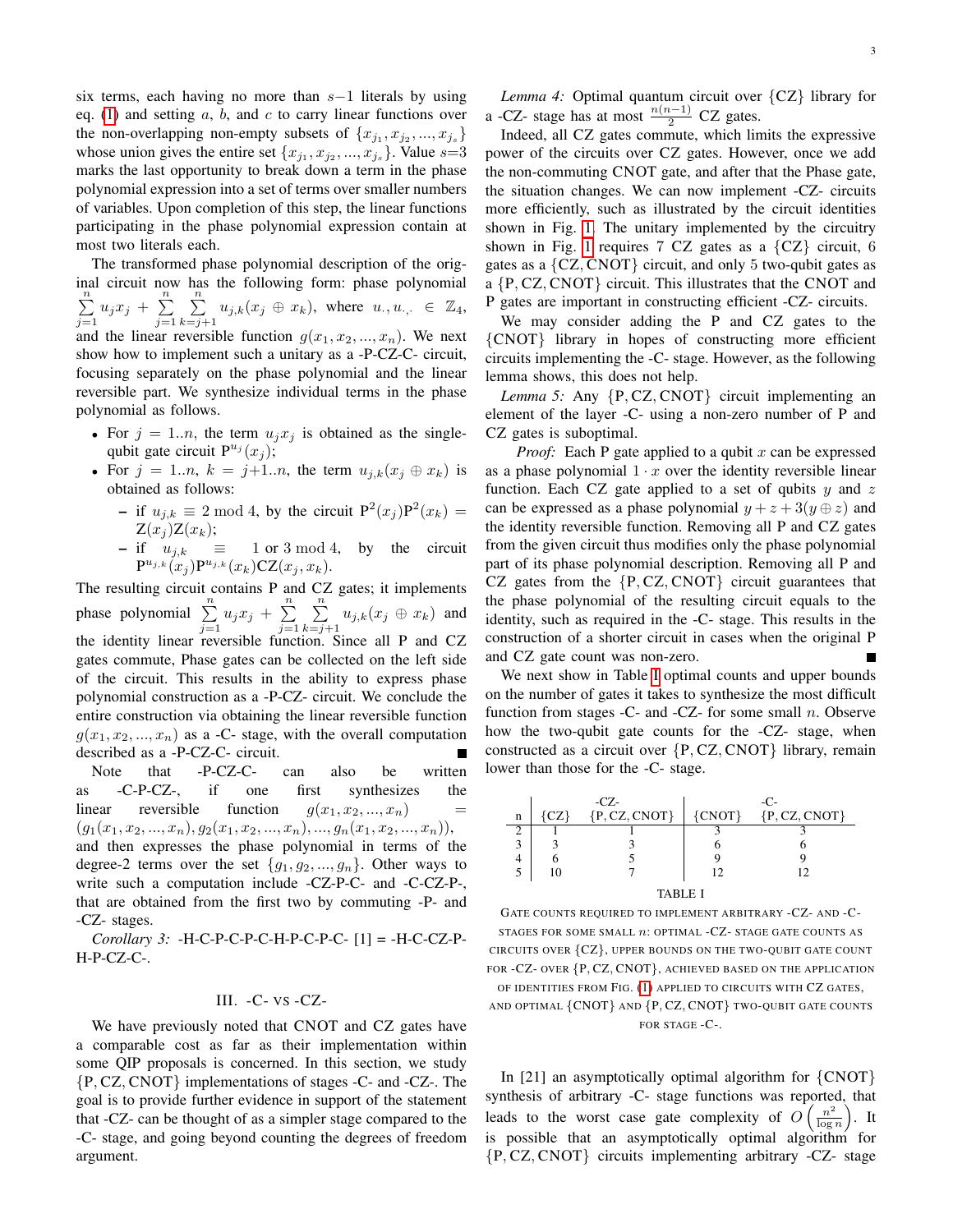six terms, each having no more than $s-1$ literals by using eq. (1) and setting $a$, $b$, and $c$ to carry linear functions over the non-overlapping non-empty subsets of $\{x_{j_1}, x_{j_2}, ..., x_{j_s}\}$ whose union gives the entire set $\{x_{j_1}, x_{j_2}, ..., x_{j_s}\}$. Value $s$=3 marks the last opportunity to break down a term in the phase polynomial expression into a set of terms over smaller numbers of variables. Upon completion of this step, the linear functions participating in the phase polynomial expression contain at most two literals each.

The transformed phase polynomial description of the original circuit now has the following form: phase polynomial $\sum_{j=1}^{n} u_j x_j + \sum_{j=1}^{n}\sum_{k=j+1}^{n} u_{j,k}(x_j \oplus x_k)$, where $u_{\cdot}, u_{\cdot,\cdot} \in \mathbb{Z}_4$, and the linear reversible function $g(x_1, x_2, ..., x_n)$. We next show how to implement such a unitary as a -P-CZ-C- circuit, focusing separately on the phase polynomial and the linear reversible part. We synthesize individual terms in the phase polynomial as follows.

- For $j = 1..n$, the term $u_j x_j$ is obtained as the single-qubit gate circuit $\mathrm{P}^{u_j}(x_j)$;
- For $j = 1..n$, $k = j+1..n$, the term $u_{j,k}(x_j \oplus x_k)$ is obtained as follows:
  - if $u_{j,k} \equiv 2 \bmod 4$, by the circuit $\mathrm{P}^2(x_j)\mathrm{P}^2(x_k) = \mathrm{Z}(x_j)\mathrm{Z}(x_k)$;
  - if $u_{j,k} \equiv 1 \text{ or } 3 \bmod 4$, by the circuit $\mathrm{P}^{u_{j,k}}(x_j)\mathrm{P}^{u_{j,k}}(x_k)\mathrm{CZ}(x_j, x_k)$.

The resulting circuit contains P and CZ gates; it implements phase polynomial $\sum_{j=1}^{n} u_j x_j + \sum_{j=1}^{n}\sum_{k=j+1}^{n} u_{j,k}(x_j \oplus x_k)$ and the identity linear reversible function. Since all P and CZ gates commute, Phase gates can be collected on the left side of the circuit. This results in the ability to express phase polynomial construction as a -P-CZ- circuit. We conclude the entire construction via obtaining the linear reversible function $g(x_1, x_2, ..., x_n)$ as a -C- stage, with the overall computation described as a -P-CZ-C- circuit. ∎

Note that -P-CZ-C- can also be written as -C-P-CZ-, if one first synthesizes the linear reversible function $g(x_1, x_2, ..., x_n) = (g_1(x_1, x_2, ..., x_n), g_2(x_1, x_2, ..., x_n), ..., g_n(x_1, x_2, ..., x_n))$, and then expresses the phase polynomial in terms of the degree-2 terms over the set $\{g_1, g_2, ..., g_n\}$. Other ways to write such a computation include -CZ-P-C- and -C-CZ-P-, that are obtained from the first two by commuting -P- and -CZ- stages.

*Corollary 3:* -H-C-P-C-P-C-H-P-C-P-C- [1] = -H-C-CZ-P-H-P-CZ-C-.

## III. -C- VS -CZ-

We have previously noted that CNOT and CZ gates have a comparable cost as far as their implementation within some QIP proposals is concerned. In this section, we study {P, CZ, CNOT} implementations of stages -C- and -CZ-. The goal is to provide further evidence in support of the statement that -CZ- can be thought of as a simpler stage compared to the -C- stage, and going beyond counting the degrees of freedom argument.

*Lemma 4:* Optimal quantum circuit over {CZ} library for a -CZ- stage has at most $\frac{n(n-1)}{2}$ CZ gates.

Indeed, all CZ gates commute, which limits the expressive power of the circuits over CZ gates. However, once we add the non-commuting CNOT gate, and after that the Phase gate, the situation changes. We can now implement -CZ- circuits more efficiently, such as illustrated by the circuit identities shown in Fig. 1. The unitary implemented by the circuitry shown in Fig. 1 requires 7 CZ gates as a {CZ} circuit, 6 gates as a {CZ, CNOT} circuit, and only 5 two-qubit gates as a {P, CZ, CNOT} circuit. This illustrates that the CNOT and P gates are important in constructing efficient -CZ- circuits.

We may consider adding the P and CZ gates to the {CNOT} library in hopes of constructing more efficient circuits implementing the -C- stage. However, as the following lemma shows, this does not help.

*Lemma 5:* Any {P, CZ, CNOT} circuit implementing an element of the layer -C- using a non-zero number of P and CZ gates is suboptimal.

*Proof:* Each P gate applied to a qubit $x$ can be expressed as a phase polynomial $1 \cdot x$ over the identity reversible linear function. Each CZ gate applied to a set of qubits $y$ and $z$ can be expressed as a phase polynomial $y + z + 3(y \oplus z)$ and the identity reversible function. Removing all P and CZ gates from the given circuit thus modifies only the phase polynomial part of its phase polynomial description. Removing all P and CZ gates from the {P, CZ, CNOT} circuit guarantees that the phase polynomial of the resulting circuit equals to the identity, such as required in the -C- stage. This results in the construction of a shorter circuit in cases when the original P and CZ gate count was non-zero. ∎

We next show in Table I optimal counts and upper bounds on the number of gates it takes to synthesize the most difficult function from stages -C- and -CZ- for some small $n$. Observe how the two-qubit gate counts for the -CZ- stage, when constructed as a circuit over {P, CZ, CNOT} library, remain lower than those for the -C- stage.

|  | -CZ- |  | -C- |  |
|---|---|---|---|---|
| n | {CZ} | {P, CZ, CNOT} | {CNOT} | {P, CZ, CNOT} |
| 2 | 1 | 1 | 3 | 3 |
| 3 | 3 | 3 | 6 | 6 |
| 4 | 6 | 5 | 9 | 9 |
| 5 | 10 | 7 | 12 | 12 |

TABLE I

GATE COUNTS REQUIRED TO IMPLEMENT ARBITRARY -CZ- AND -C- STAGES FOR SOME SMALL $n$: OPTIMAL -CZ- STAGE GATE COUNTS AS CIRCUITS OVER {CZ}, UPPER BOUNDS ON THE TWO-QUBIT GATE COUNT FOR -CZ- OVER {P, CZ, CNOT}, ACHIEVED BASED ON THE APPLICATION OF IDENTITIES FROM FIG. (1) APPLIED TO CIRCUITS WITH CZ GATES, AND OPTIMAL {CNOT} AND {P, CZ, CNOT} TWO-QUBIT GATE COUNTS FOR STAGE -C-.

In [21] an asymptotically optimal algorithm for {CNOT} synthesis of arbitrary -C- stage functions was reported, that leads to the worst case gate complexity of $O\left(\frac{n^2}{\log n}\right)$. It is possible that an asymptotically optimal algorithm for {P, CZ, CNOT} circuits implementing arbitrary -CZ- stage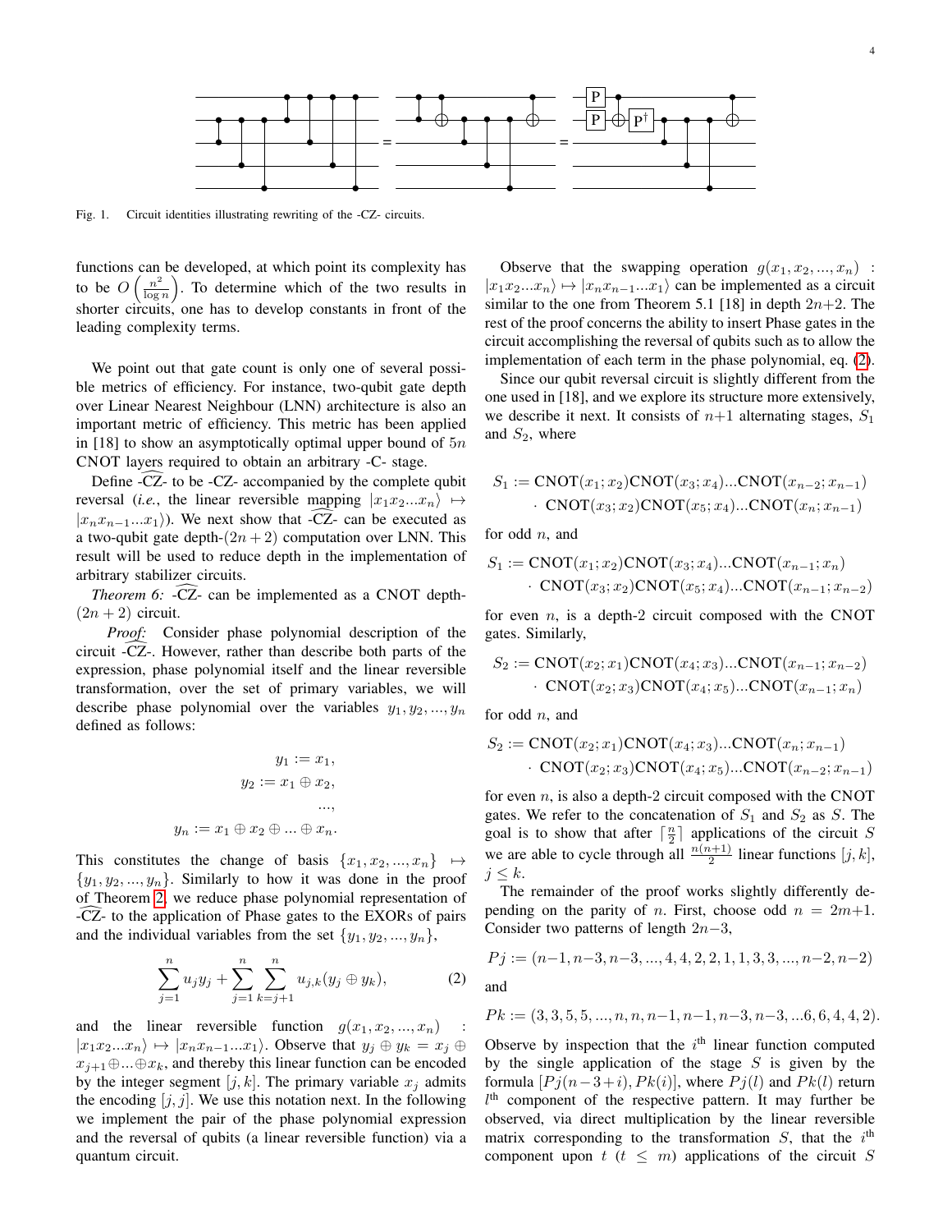Fig. 1. Circuit identities illustrating rewriting of the -CZ- circuits.

functions can be developed, at which point its complexity has to be $O\left(\frac{n^2}{\log n}\right)$. To determine which of the two results in shorter circuits, one has to develop constants in front of the leading complexity terms.

We point out that gate count is only one of several possible metrics of efficiency. For instance, two-qubit gate depth over Linear Nearest Neighbour (LNN) architecture is also an important metric of efficiency. This metric has been applied in [18] to show an asymptotically optimal upper bound of $5n$ CNOT layers required to obtain an arbitrary -C- stage.

Define $\widehat{\text{-CZ-}}$ to be -CZ- accompanied by the complete qubit reversal (*i.e.*, the linear reversible mapping $|x_1x_2...x_n\rangle \mapsto |x_nx_{n-1}...x_1\rangle$). We next show that $\widehat{\text{-CZ-}}$ can be executed as a two-qubit gate depth-$(2n+2)$ computation over LNN. This result will be used to reduce depth in the implementation of arbitrary stabilizer circuits.

*Theorem 6:* $\widehat{\text{-CZ-}}$ can be implemented as a CNOT depth-$(2n+2)$ circuit.

*Proof:* Consider phase polynomial description of the circuit $\widehat{\text{-CZ-}}$. However, rather than describe both parts of the expression, phase polynomial itself and the linear reversible transformation, over the set of primary variables, we will describe phase polynomial over the variables $y_1, y_2, ..., y_n$ defined as follows:

$$
\begin{aligned}
y_1 &:= x_1, \\
y_2 &:= x_1 \oplus x_2, \\
&..., \\
y_n &:= x_1 \oplus x_2 \oplus ... \oplus x_n.
\end{aligned}
$$

This constitutes the change of basis $\{x_1, x_2, ..., x_n\} \mapsto \{y_1, y_2, ..., y_n\}$. Similarly to how it was done in the proof of Theorem 2, we reduce phase polynomial representation of $\widehat{\text{-CZ-}}$ to the application of Phase gates to the EXORs of pairs and the individual variables from the set $\{y_1, y_2, ..., y_n\}$,

$$
\sum_{j=1}^{n} u_j y_j + \sum_{j=1}^{n} \sum_{k=j+1}^{n} u_{j,k}(y_j \oplus y_k), \tag{2}
$$

and the linear reversible function $g(x_1, x_2, ..., x_n)$ : $|x_1x_2...x_n\rangle \mapsto |x_nx_{n-1}...x_1\rangle$. Observe that $y_j \oplus y_k = x_j \oplus x_{j+1} \oplus ... \oplus x_k$, and thereby this linear function can be encoded by the integer segment $[j, k]$. The primary variable $x_j$ admits the encoding $[j, j]$. We use this notation next. In the following we implement the pair of the phase polynomial expression and the reversal of qubits (a linear reversible function) via a quantum circuit.

Observe that the swapping operation $g(x_1, x_2, ..., x_n)$ : $|x_1x_2...x_n\rangle \mapsto |x_nx_{n-1}...x_1\rangle$ can be implemented as a circuit similar to the one from Theorem 5.1 [18] in depth $2n+2$. The rest of the proof concerns the ability to insert Phase gates in the circuit accomplishing the reversal of qubits such as to allow the implementation of each term in the phase polynomial, eq. (2).

Since our qubit reversal circuit is slightly different from the one used in [18], and we explore its structure more extensively, we describe it next. It consists of $n+1$ alternating stages, $S_1$ and $S_2$, where

$$
\begin{aligned}
S_1 :=\ & \text{CNOT}(x_1; x_2)\text{CNOT}(x_3; x_4)...\text{CNOT}(x_{n-2}; x_{n-1}) \\
& \cdot\ \text{CNOT}(x_3; x_2)\text{CNOT}(x_5; x_4)...\text{CNOT}(x_n; x_{n-1})
\end{aligned}
$$

for odd $n$, and

$$
\begin{aligned}
S_1 :=\ & \text{CNOT}(x_1; x_2)\text{CNOT}(x_3; x_4)...\text{CNOT}(x_{n-1}; x_n) \\
& \cdot\ \text{CNOT}(x_3; x_2)\text{CNOT}(x_5; x_4)...\text{CNOT}(x_{n-1}; x_{n-2})
\end{aligned}
$$

for even $n$, is a depth-2 circuit composed with the CNOT gates. Similarly,

$$
\begin{aligned}
S_2 :=\ & \text{CNOT}(x_2; x_1)\text{CNOT}(x_4; x_3)...\text{CNOT}(x_{n-1}; x_{n-2}) \\
& \cdot\ \text{CNOT}(x_2; x_3)\text{CNOT}(x_4; x_5)...\text{CNOT}(x_{n-1}; x_n)
\end{aligned}
$$

for odd $n$, and

$$
\begin{aligned}
S_2 :=\ & \text{CNOT}(x_2; x_1)\text{CNOT}(x_4; x_3)...\text{CNOT}(x_n; x_{n-1}) \\
& \cdot\ \text{CNOT}(x_2; x_3)\text{CNOT}(x_4; x_5)...\text{CNOT}(x_{n-2}; x_{n-1})
\end{aligned}
$$

for even $n$, is also a depth-2 circuit composed with the CNOT gates. We refer to the concatenation of $S_1$ and $S_2$ as $S$. The goal is to show that after $\lceil \frac{n}{2} \rceil$ applications of the circuit $S$ we are able to cycle through all $\frac{n(n+1)}{2}$ linear functions $[j, k]$, $j \leq k$.

The remainder of the proof works slightly differently depending on the parity of $n$. First, choose odd $n = 2m+1$. Consider two patterns of length $2n-3$,

$$
Pj := (n-1, n-3, n-3, ..., 4, 4, 2, 2, 1, 1, 3, 3, ..., n-2, n-2)
$$

and

$$
Pk := (3, 3, 5, 5, ..., n, n, n-1, n-1, n-3, n-3, ...6, 6, 4, 4, 2).
$$

Observe by inspection that the $i^{\text{th}}$ linear function computed by the single application of the stage $S$ is given by the formula $[Pj(n-3+i), Pk(i)]$, where $Pj(l)$ and $Pk(l)$ return $l^{\text{th}}$ component of the respective pattern. It may further be observed, via direct multiplication by the linear reversible matrix corresponding to the transformation $S$, that the $i^{\text{th}}$ component upon $t$ ($t \leq m$) applications of the circuit $S$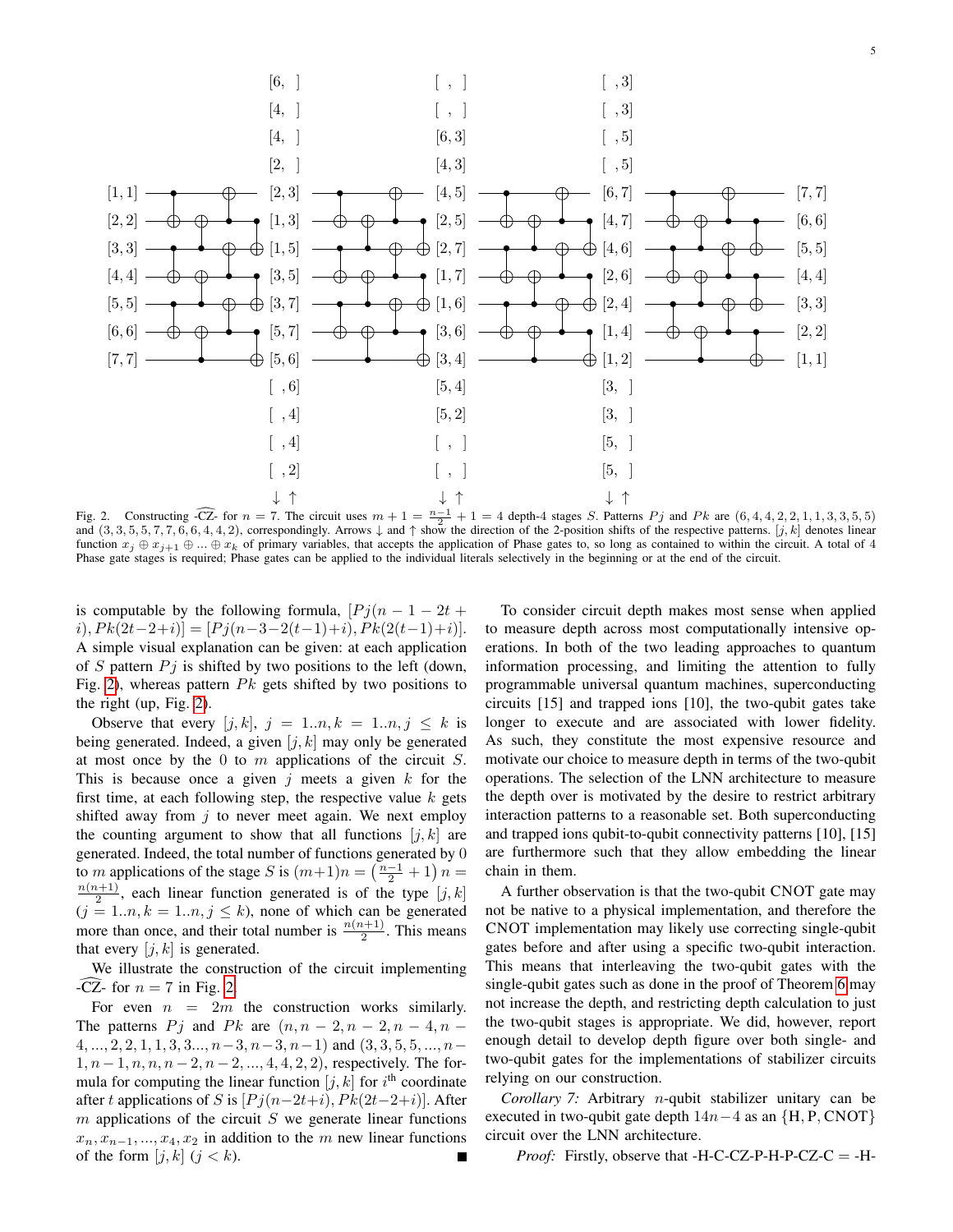Fig. 2. Constructing -$\widehat{\text{CZ}}$- for $n = 7$. The circuit uses $m+1 = \frac{n-1}{2}+1 = 4$ depth-4 stages $S$. Patterns $Pj$ and $Pk$ are $(6,4,4,2,2,1,1,3,3,5,5)$ and $(3,3,5,5,7,7,6,6,4,4,2)$, correspondingly. Arrows ↓ and ↑ show the direction of the 2-position shifts of the respective patterns. $[j,k]$ denotes linear function $x_j \oplus x_{j+1} \oplus ... \oplus x_k$ of primary variables, that accepts the application of Phase gates to, so long as contained to within the circuit. A total of 4 Phase gate stages is required; Phase gates can be applied to the individual literals selectively in the beginning or at the end of the circuit.

is computable by the following formula, $[Pj(n-1-2t+i), Pk(2t-2+i)] = [Pj(n-3-2(t-1)+i), Pk(2(t-1)+i)]$. A simple visual explanation can be given: at each application of $S$ pattern $Pj$ is shifted by two positions to the left (down, Fig. 2), whereas pattern $Pk$ gets shifted by two positions to the right (up, Fig. 2).

Observe that every $[j,k]$, $j = 1..n, k = 1..n, j \leq k$ is being generated. Indeed, a given $[j,k]$ may only be generated at most once by the 0 to $m$ applications of the circuit $S$. This is because once a given $j$ meets a given $k$ for the first time, at each following step, the respective value $k$ gets shifted away from $j$ to never meet again. We next employ the counting argument to show that all functions $[j,k]$ are generated. Indeed, the total number of functions generated by 0 to $m$ applications of the stage $S$ is $(m+1)n = \left(\frac{n-1}{2}+1\right)n = \frac{n(n+1)}{2}$, each linear function generated is of the type $[j,k]$ ($j = 1..n, k = 1..n, j \leq k$), none of which can be generated more than once, and their total number is $\frac{n(n+1)}{2}$. This means that every $[j,k]$ is generated.

We illustrate the construction of the circuit implementing -$\widehat{\text{CZ}}$- for $n = 7$ in Fig. 2.

For even $n = 2m$ the construction works similarly. The patterns $Pj$ and $Pk$ are $(n, n-2, n-2, n-4, n-4, ..., 2, 2, 1, 1, 3, 3..., n-3, n-3, n-1)$ and $(3, 3, 5, 5, ..., n-1, n-1, n, n, n-2, n-2, ..., 4, 4, 2, 2)$, respectively. The formula for computing the linear function $[j,k]$ for $i^{\text{th}}$ coordinate after $t$ applications of $S$ is $[Pj(n-2t+i), Pk(2t-2+i)]$. After $m$ applications of the circuit $S$ we generate linear functions $x_n, x_{n-1}, ..., x_4, x_2$ in addition to the $m$ new linear functions of the form $[j,k]$ ($j < k$). ■

To consider circuit depth makes most sense when applied to measure depth across most computationally intensive operations. In both of the two leading approaches to quantum information processing, and limiting the attention to fully programmable universal quantum machines, superconducting circuits [15] and trapped ions [10], the two-qubit gates take longer to execute and are associated with lower fidelity. As such, they constitute the most expensive resource and motivate our choice to measure depth in terms of the two-qubit operations. The selection of the LNN architecture to measure the depth over is motivated by the desire to restrict arbitrary interaction patterns to a reasonable set. Both superconducting and trapped ions qubit-to-qubit connectivity patterns [10], [15] are furthermore such that they allow embedding the linear chain in them.

A further observation is that the two-qubit CNOT gate may not be native to a physical implementation, and therefore the CNOT implementation may likely use correcting single-qubit gates before and after using a specific two-qubit interaction. This means that interleaving the two-qubit gates with the single-qubit gates such as done in the proof of Theorem 6 may not increase the depth, and restricting depth calculation to just the two-qubit stages is appropriate. We did, however, report enough detail to develop depth figure over both single- and two-qubit gates for the implementations of stabilizer circuits relying on our construction.

*Corollary 7:* Arbitrary $n$-qubit stabilizer unitary can be executed in two-qubit gate depth $14n-4$ as an $\{\text{H}, \text{P}, \text{CNOT}\}$ circuit over the LNN architecture.

*Proof:* Firstly, observe that -H-C-CZ-P-H-P-CZ-C = -H-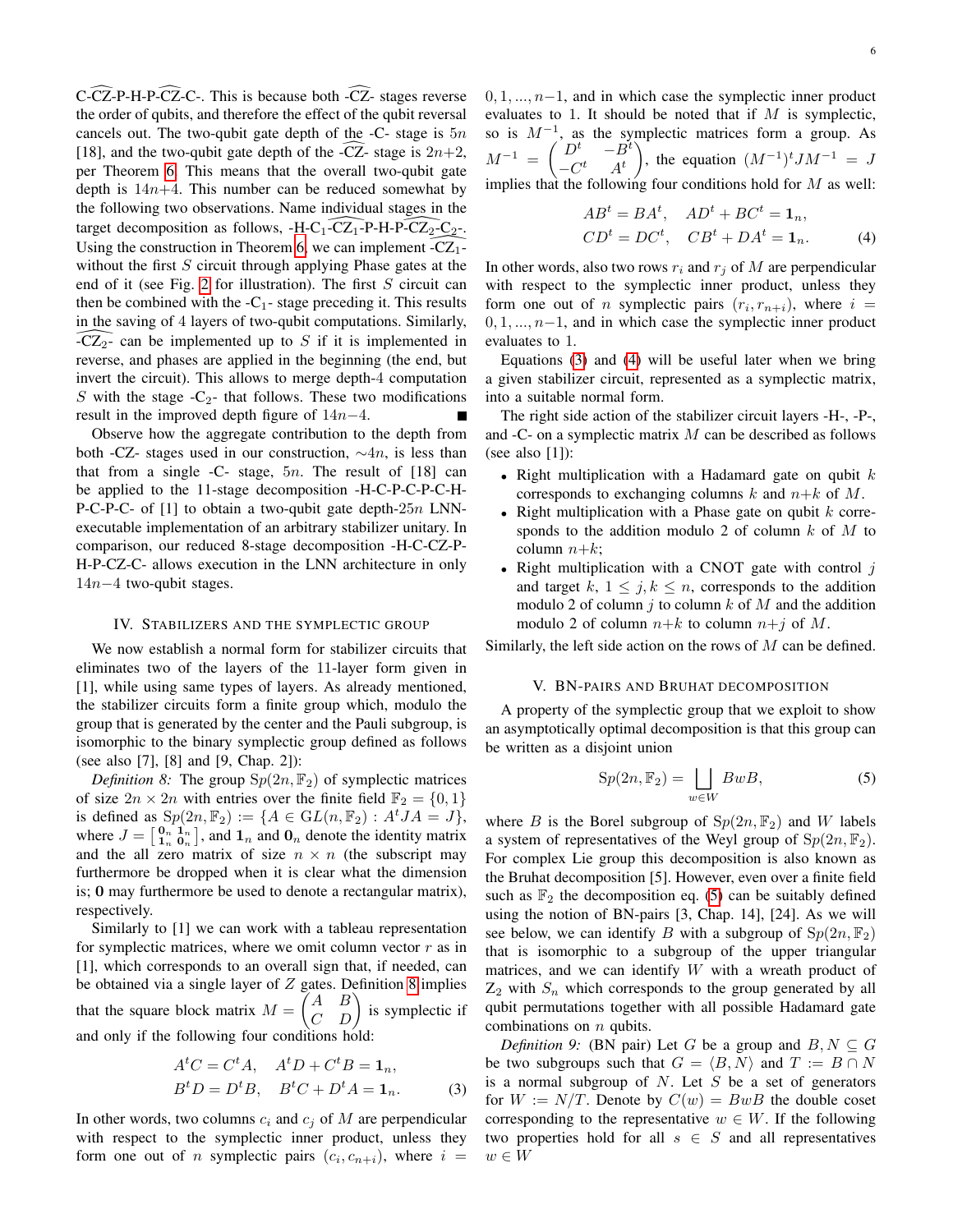-C-$\widehat{\text{CZ}}$-P-H-P-$\widehat{\text{CZ}}$-C-. This is because both -$\widehat{\text{CZ}}$- stages reverse the order of qubits, and therefore the effect of the qubit reversal cancels out. The two-qubit gate depth of the -C- stage is $5n$ [18], and the two-qubit gate depth of the -$\widehat{\text{CZ}}$- stage is $2n{+}2$, per Theorem 6. This means that the overall two-qubit gate depth is $14n{+}4$. This number can be reduced somewhat by the following two observations. Name individual stages in the target decomposition as follows, -H-C$_1$-$\widehat{\text{CZ}_1}$-P-H-P-$\widehat{\text{CZ}_2}$-C$_2$-. Using the construction in Theorem 6, we can implement -$\widehat{\text{CZ}_1}$- without the first $S$ circuit through applying Phase gates at the end of it (see Fig. 2 for illustration). The first $S$ circuit can then be combined with the -C$_1$- stage preceding it. This results in the saving of 4 layers of two-qubit computations. Similarly, -$\widehat{\text{CZ}_2}$- can be implemented up to $S$ if it is implemented in reverse, and phases are applied in the beginning (the end, but invert the circuit). This allows to merge depth-4 computation $S$ with the stage -C$_2$- that follows. These two modifications result in the improved depth figure of $14n{-}4$. ■

Observe how the aggregate contribution to the depth from both -CZ- stages used in our construction, $\sim 4n$, is less than that from a single -C- stage, $5n$. The result of [18] can be applied to the 11-stage decomposition -H-C-P-C-P-C-H-P-C-P-C- of [1] to obtain a two-qubit gate depth-$25n$ LNN-executable implementation of an arbitrary stabilizer unitary. In comparison, our reduced 8-stage decomposition -H-C-CZ-P-H-P-CZ-C- allows execution in the LNN architecture in only $14n{-}4$ two-qubit stages.

## IV. Stabilizers and the symplectic group

We now establish a normal form for stabilizer circuits that eliminates two of the layers of the 11-layer form given in [1], while using same types of layers. As already mentioned, the stabilizer circuits form a finite group which, modulo the group that is generated by the center and the Pauli subgroup, is isomorphic to the binary symplectic group defined as follows (see also [7], [8] and [9, Chap. 2]):

*Definition 8:* The group $\mathrm{Sp}(2n, \mathbb{F}_2)$ of symplectic matrices of size $2n \times 2n$ with entries over the finite field $\mathbb{F}_2 = \{0, 1\}$ is defined as $\mathrm{Sp}(2n, \mathbb{F}_2) := \{A \in GL(n, \mathbb{F}_2) : A^t J A = J\}$, where $J = \left[\begin{smallmatrix} \mathbf{0}_n & \mathbf{1}_n \\ \mathbf{1}_n & \mathbf{0}_n \end{smallmatrix}\right]$, and $\mathbf{1}_n$ and $\mathbf{0}_n$ denote the identity matrix and the all zero matrix of size $n \times n$ (the subscript may furthermore be dropped when it is clear what the dimension is; $\mathbf{0}$ may furthermore be used to denote a rectangular matrix), respectively.

Similarly to [1] we can work with a tableau representation for symplectic matrices, where we omit column vector $r$ as in [1], which corresponds to an overall sign that, if needed, can be obtained via a single layer of $Z$ gates. Definition 8 implies that the square block matrix $M = \begin{pmatrix} A & B \\ C & D \end{pmatrix}$ is symplectic if and only if the following four conditions hold:

$$
\begin{aligned}
A^t C = C^t A, \quad A^t D + C^t B = \mathbf{1}_n, \\
B^t D = D^t B, \quad B^t C + D^t A = \mathbf{1}_n.
\end{aligned} \tag{3}
$$

In other words, two columns $c_i$ and $c_j$ of $M$ are perpendicular with respect to the symplectic inner product, unless they form one out of $n$ symplectic pairs $(c_i, c_{n+i})$, where $i = 0, 1, ..., n{-}1$, and in which case the symplectic inner product evaluates to 1. It should be noted that if $M$ is symplectic, so is $M^{-1}$, as the symplectic matrices form a group. As $M^{-1} = \begin{pmatrix} D^t & -B^t \\ -C^t & A^t \end{pmatrix}$, the equation $(M^{-1})^t J M^{-1} = J$ implies that the following four conditions hold for $M$ as well:

$$
\begin{aligned}
AB^t = BA^t, \quad AD^t + BC^t = \mathbf{1}_n, \\
CD^t = DC^t, \quad CB^t + DA^t = \mathbf{1}_n.
\end{aligned} \tag{4}
$$

In other words, also two rows $r_i$ and $r_j$ of $M$ are perpendicular with respect to the symplectic inner product, unless they form one out of $n$ symplectic pairs $(r_i, r_{n+i})$, where $i = 0, 1, ..., n{-}1$, and in which case the symplectic inner product evaluates to 1.

Equations (3) and (4) will be useful later when we bring a given stabilizer circuit, represented as a symplectic matrix, into a suitable normal form.

The right side action of the stabilizer circuit layers -H-, -P-, and -C- on a symplectic matrix $M$ can be described as follows (see also [1]):

- Right multiplication with a Hadamard gate on qubit $k$ corresponds to exchanging columns $k$ and $n{+}k$ of $M$.
- Right multiplication with a Phase gate on qubit $k$ corresponds to the addition modulo 2 of column $k$ of $M$ to column $n{+}k$;
- Right multiplication with a CNOT gate with control $j$ and target $k$, $1 \le j, k \le n$, corresponds to the addition modulo 2 of column $j$ to column $k$ of $M$ and the addition modulo 2 of column $n{+}k$ to column $n{+}j$ of $M$.

Similarly, the left side action on the rows of $M$ can be defined.

## V. BN-pairs and Bruhat decomposition

A property of the symplectic group that we exploit to show an asymptotically optimal decomposition is that this group can be written as a disjoint union

$$
\mathrm{Sp}(2n, \mathbb{F}_2) = \bigsqcup_{w \in W} BwB, \tag{5}
$$

where $B$ is the Borel subgroup of $\mathrm{Sp}(2n, \mathbb{F}_2)$ and $W$ labels a system of representatives of the Weyl group of $\mathrm{Sp}(2n, \mathbb{F}_2)$. For complex Lie group this decomposition is also known as the Bruhat decomposition [5]. However, even over a finite field such as $\mathbb{F}_2$ the decomposition eq. (5) can be suitably defined using the notion of BN-pairs [3, Chap. 14], [24]. As we will see below, we can identify $B$ with a subgroup of $\mathrm{Sp}(2n, \mathbb{F}_2)$ that is isomorphic to a subgroup of the upper triangular matrices, and we can identify $W$ with a wreath product of $\mathbb{Z}_2$ with $S_n$ which corresponds to the group generated by all qubit permutations together with all possible Hadamard gate combinations on $n$ qubits.

*Definition 9:* (BN pair) Let $G$ be a group and $B, N \subseteq G$ be two subgroups such that $G = \langle B, N \rangle$ and $T := B \cap N$ is a normal subgroup of $N$. Let $S$ be a set of generators for $W := N/T$. Denote by $C(w) = BwB$ the double coset corresponding to the representative $w \in W$. If the following two properties hold for all $s \in S$ and all representatives $w \in W$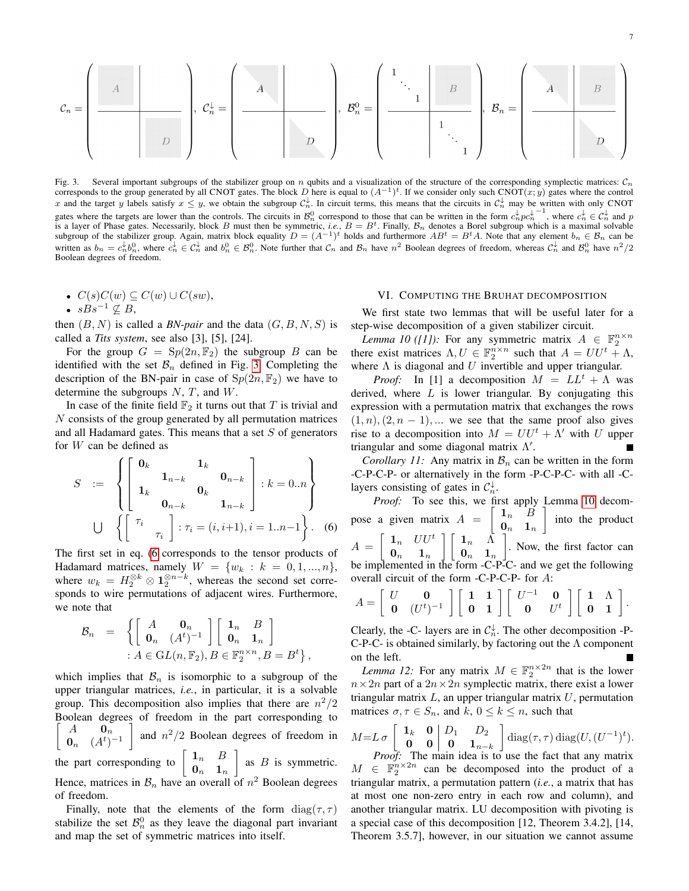$$\mathcal{C}_n = \left(\begin{array}{c|c} A & \\ \hline & D \end{array}\right),\quad \mathcal{C}_n^{\downarrow} = \left(\begin{array}{c|c} A & \\ \hline & D \end{array}\right),\quad \mathcal{B}_n^0 = \left(\begin{array}{c|c} 1 \; \ddots \; 1 & B \\ \hline & 1 \; \ddots \; 1 \end{array}\right),\quad \mathcal{B}_n = \left(\begin{array}{c|c} A & B \\ \hline & D \end{array}\right)$$

Fig. 3. Several important subgroups of the stabilizer group on $n$ qubits and a visualization of the structure of the corresponding symplectic matrices: $\mathcal{C}_n$ corresponds to the group generated by all CNOT gates. The block $D$ here is equal to $(A^{-1})^t$. If we consider only such CNOT$(x; y)$ gates where the control $x$ and the target $y$ labels satisfy $x \leq y$, we obtain the subgroup $\mathcal{C}_n^{\downarrow}$. In circuit terms, this means that the circuits in $\mathcal{C}_n^{\downarrow}$ may be written with only CNOT gates where the targets are lower than the controls. The circuits in $\mathcal{B}_n^0$ correspond to those that can be written in the form $c_n^{\downarrow} p {c_n^{\downarrow}}^{-1}$, where $c_n^{\downarrow} \in \mathcal{C}_n^{\downarrow}$ and $p$ is a layer of Phase gates. Necessarily, block $B$ must then be symmetric, *i.e.*, $B = B^t$. Finally, $\mathcal{B}_n$ denotes a Borel subgroup which is a maximal solvable subgroup of the stabilizer group. Again, matrix block equality $D = (A^{-1})^t$ holds and furthermore $AB^t = B^t A$. Note that any element $b_n \in \mathcal{B}_n$ can be written as $b_n = c_n^{\downarrow} b_n^0$, where $c_n^{\downarrow} \in \mathcal{C}_n^{\downarrow}$ and $b_n^0 \in \mathcal{B}_n^0$. Note further that $\mathcal{C}_n$ and $\mathcal{B}_n$ have $n^2$ Boolean degrees of freedom, whereas $\mathcal{C}_n^{\downarrow}$ and $\mathcal{B}_n^0$ have $n^2/2$ Boolean degrees of freedom.

- $C(s)C(w) \subseteq C(w) \cup C(sw)$,
- $sBs^{-1} \not\subseteq B$,

then $(B, N)$ is called a *BN-pair* and the data $(G, B, N, S)$ is called a *Tits system*, see also [3], [5], [24].

For the group $G = \mathrm{Sp}(2n, \mathbb{F}_2)$ the subgroup $B$ can be identified with the set $\mathcal{B}_n$ defined in Fig. 3. Completing the description of the BN-pair in case of $\mathrm{Sp}(2n, \mathbb{F}_2)$ we have to determine the subgroups $N$, $T$, and $W$.

In case of the finite field $\mathbb{F}_2$ it turns out that $T$ is trivial and $N$ consists of the group generated by all permutation matrices and all Hadamard gates. This means that a set $S$ of generators for $W$ can be defined as

$$\begin{aligned} S \;:=\; & \left\{ \left[ \begin{array}{cccc} \mathbf{0}_k & & \mathbf{1}_k & \\ & \mathbf{1}_{n-k} & & \mathbf{0}_{n-k} \\ \mathbf{1}_k & & \mathbf{0}_k & \\ & \mathbf{0}_{n-k} & & \mathbf{1}_{n-k} \end{array} \right] : k = 0..n \right\} \\ \bigcup \; & \left\{ \left[ \begin{array}{cc} \tau_i & \\ & \tau_i \end{array} \right] : \tau_i = (i, i{+}1), i = 1..n{-}1 \right\}. \end{aligned} \quad (6)$$

The first set in eq. (6) corresponds to the tensor products of Hadamard matrices, namely $W = \{w_k : k = 0, 1, ..., n\}$, where $w_k = H_2^{\otimes k} \otimes \mathbf{1}_2^{\otimes n-k}$, whereas the second set corresponds to wire permutations of adjacent wires. Furthermore, we note that

$$\mathcal{B}_n = \left\{ \left[ \begin{array}{cc} A & \mathbf{0}_n \\ \mathbf{0}_n & (A^t)^{-1} \end{array} \right] \left[ \begin{array}{cc} \mathbf{1}_n & B \\ \mathbf{0}_n & \mathbf{1}_n \end{array} \right] : A \in \mathrm{GL}(n, \mathbb{F}_2), B \in \mathbb{F}_2^{n \times n}, B = B^t \right\},$$

which implies that $\mathcal{B}_n$ is isomorphic to a subgroup of the upper triangular matrices, *i.e.*, in particular, it is a solvable group. This decomposition also implies that there are $n^2/2$ Boolean degrees of freedom in the part corresponding to $\left[ \begin{array}{cc} A & \mathbf{0}_n \\ \mathbf{0}_n & (A^t)^{-1} \end{array} \right]$ and $n^2/2$ Boolean degrees of freedom in the part corresponding to $\left[ \begin{array}{cc} \mathbf{1}_n & B \\ \mathbf{0}_n & \mathbf{1}_n \end{array} \right]$ as $B$ is symmetric. Hence, matrices in $\mathcal{B}_n$ have an overall of $n^2$ Boolean degrees of freedom.

Finally, note that the elements of the form $\mathrm{diag}(\tau, \tau)$ stabilize the set $\mathcal{B}_n^0$ as they leave the diagonal part invariant and map the set of symmetric matrices into itself.

## VI. Computing the Bruhat Decomposition

We first state two lemmas that will be useful later for a step-wise decomposition of a given stabilizer circuit.

*Lemma 10 ([1]):* For any symmetric matrix $A \in \mathbb{F}_2^{n \times n}$ there exist matrices $\Lambda, U \in \mathbb{F}_2^{n \times n}$ such that $A = UU^t + \Lambda$, where $\Lambda$ is diagonal and $U$ invertible and upper triangular.

*Proof:* In [1] a decomposition $M = LL^t + \Lambda$ was derived, where $L$ is lower triangular. By conjugating this expression with a permutation matrix that exchanges the rows $(1, n), (2, n-1), \ldots$ we see that the same proof also gives rise to a decomposition into $M = UU^t + \Lambda'$ with $U$ upper triangular and some diagonal matrix $\Lambda'$. ∎

*Corollary 11:* Any matrix in $\mathcal{B}_n$ can be written in the form -C-P-C-P- or alternatively in the form -P-C-P-C- with all -C- layers consisting of gates in $\mathcal{C}_n^{\downarrow}$.

*Proof:* To see this, we first apply Lemma 10 decompose a given matrix $A = \left[ \begin{array}{cc} \mathbf{1}_n & B \\ \mathbf{0}_n & \mathbf{1}_n \end{array} \right]$ into the product $A = \left[ \begin{array}{cc} \mathbf{1}_n & UU^t \\ \mathbf{0}_n & \mathbf{1}_n \end{array} \right] \left[ \begin{array}{cc} \mathbf{1}_n & \Lambda \\ \mathbf{0}_n & \mathbf{1}_n \end{array} \right]$. Now, the first factor can be implemented in the form -C-P-C- and we get the following overall circuit of the form -C-P-C-P- for $A$:

$$A = \left[ \begin{array}{cc} U & \mathbf{0} \\ \mathbf{0} & (U^t)^{-1} \end{array} \right] \left[ \begin{array}{cc} \mathbf{1} & \mathbf{1} \\ \mathbf{0} & \mathbf{1} \end{array} \right] \left[ \begin{array}{cc} U^{-1} & \mathbf{0} \\ \mathbf{0} & U^t \end{array} \right] \left[ \begin{array}{cc} \mathbf{1} & \Lambda \\ \mathbf{0} & \mathbf{1} \end{array} \right].$$

Clearly, the -C- layers are in $\mathcal{C}_n^{\downarrow}$. The other decomposition -P-C-P-C- is obtained similarly, by factoring out the $\Lambda$ component on the left. ∎

*Lemma 12:* For any matrix $M \in \mathbb{F}_2^{n \times 2n}$ that is the lower $n \times 2n$ part of a $2n \times 2n$ symplectic matrix, there exist a lower triangular matrix $L$, an upper triangular matrix $U$, permutation matrices $\sigma, \tau \in S_n$, and $k$, $0 \leq k \leq n$, such that

$$M = L\,\sigma \left[ \begin{array}{cc|cc} \mathbf{1}_k & \mathbf{0} & D_1 & D_2 \\ \mathbf{0} & \mathbf{0} & \mathbf{0} & \mathbf{1}_{n-k} \end{array} \right] \mathrm{diag}(\tau, \tau)\, \mathrm{diag}(U, (U^{-1})^t).$$

*Proof:* The main idea is to use the fact that any matrix $M \in \mathbb{F}_2^{n \times 2n}$ can be decomposed into the product of a triangular matrix, a permutation pattern (*i.e.*, a matrix that has at most one non-zero entry in each row and column), and another triangular matrix. LU decomposition with pivoting is a special case of this decomposition [12, Theorem 3.4.2], [14, Theorem 3.5.7], however, in our situation we cannot assume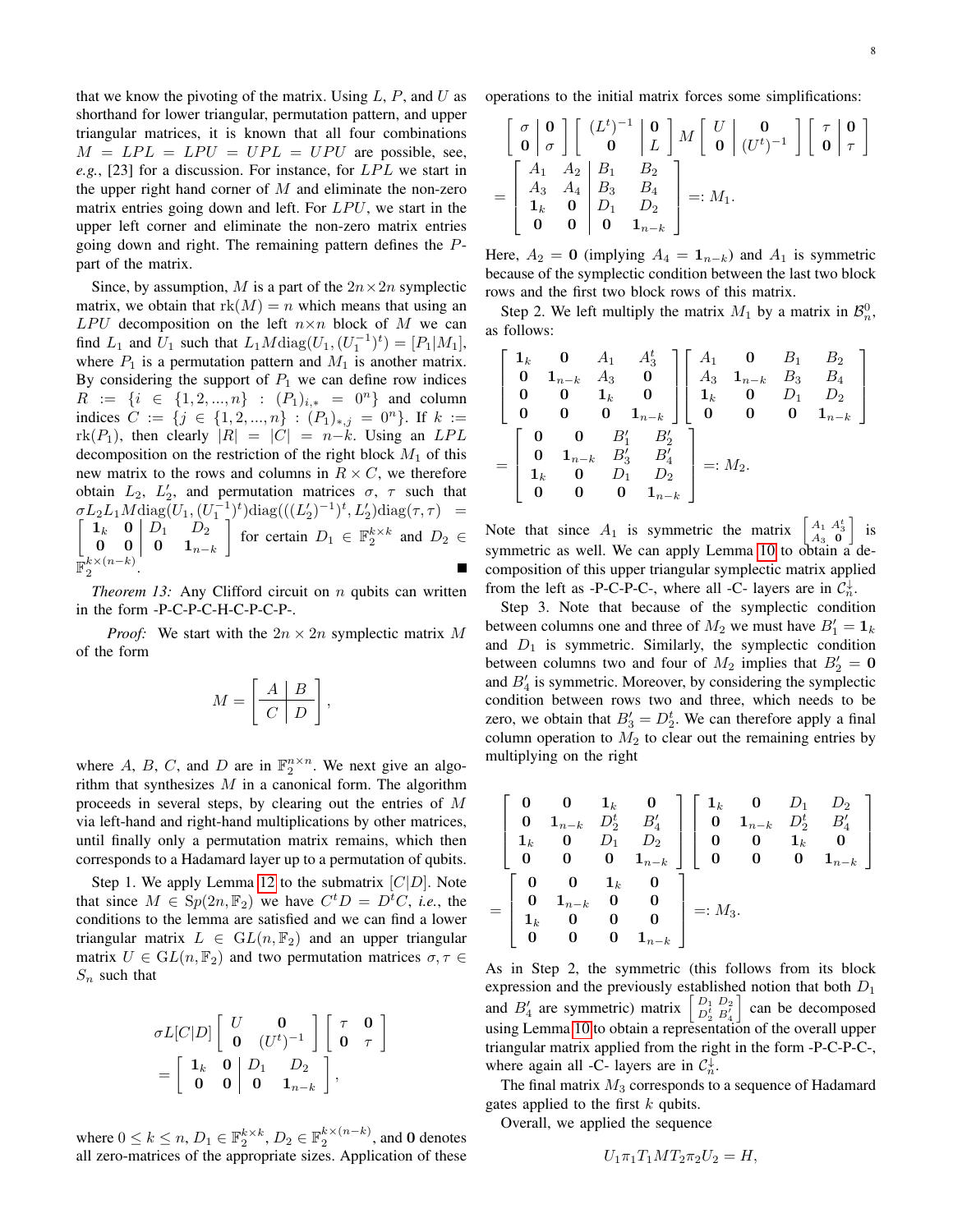that we know the pivoting of the matrix. Using $L$, $P$, and $U$ as shorthand for lower triangular, permutation pattern, and upper triangular matrices, it is known that all four combinations $M = LPL = LPU = UPL = UPU$ are possible, see, *e.g.*, [23] for a discussion. For instance, for $LPL$ we start in the upper right hand corner of $M$ and eliminate the non-zero matrix entries going down and left. For $LPU$, we start in the upper left corner and eliminate the non-zero matrix entries going down and right. The remaining pattern defines the $P$-part of the matrix.

Since, by assumption, $M$ is a part of the $2n \times 2n$ symplectic matrix, we obtain that $\mathrm{rk}(M) = n$ which means that using an $LPU$ decomposition on the left $n \times n$ block of $M$ we can find $L_1$ and $U_1$ such that $L_1 M \mathrm{diag}(U_1, (U_1^{-1})^t) = [P_1 | M_1]$, where $P_1$ is a permutation pattern and $M_1$ is another matrix. By considering the support of $P_1$ we can define row indices $R := \{i \in \{1, 2, ..., n\} : (P_1)_{i,*} = 0^n\}$ and column indices $C := \{j \in \{1, 2, ..., n\} : (P_1)_{*,j} = 0^n\}$. If $k := \mathrm{rk}(P_1)$, then clearly $|R| = |C| = n - k$. Using an $LPL$ decomposition on the restriction of the right block $M_1$ of this new matrix to the rows and columns in $R \times C$, we therefore obtain $L_2$, $L_2'$, and permutation matrices $\sigma$, $\tau$ such that $\sigma L_2 L_1 M \mathrm{diag}(U_1, (U_1^{-1})^t) \mathrm{diag}(((L_2')^{-1})^t, L_2') \mathrm{diag}(\tau, \tau) = \left[\begin{array}{cc|cc} \mathbf{1}_k & \mathbf{0} & D_1 & D_2 \\ \mathbf{0} & \mathbf{0} & \mathbf{0} & \mathbf{1}_{n-k} \end{array}\right]$ for certain $D_1 \in \mathbb{F}_2^{k \times k}$ and $D_2 \in \mathbb{F}_2^{k \times (n-k)}$. ∎

*Theorem 13:* Any Clifford circuit on $n$ qubits can written in the form -P-C-P-C-H-C-P-C-P-.

*Proof:* We start with the $2n \times 2n$ symplectic matrix $M$ of the form

$$M = \left[\begin{array}{c|c} A & B \\ \hline C & D \end{array}\right],$$

where $A$, $B$, $C$, and $D$ are in $\mathbb{F}_2^{n \times n}$. We next give an algorithm that synthesizes $M$ in a canonical form. The algorithm proceeds in several steps, by clearing out the entries of $M$ via left-hand and right-hand multiplications by other matrices, until finally only a permutation matrix remains, which then corresponds to a Hadamard layer up to a permutation of qubits.

Step 1. We apply Lemma 12 to the submatrix $[C|D]$. Note that since $M \in \mathrm{Sp}(2n, \mathbb{F}_2)$ we have $C^t D = D^t C$, *i.e.*, the conditions to the lemma are satisfied and we can find a lower triangular matrix $L \in \mathrm{GL}(n, \mathbb{F}_2)$ and an upper triangular matrix $U \in \mathrm{GL}(n, \mathbb{F}_2)$ and two permutation matrices $\sigma, \tau \in S_n$ such that

$$\sigma L [C|D] \left[\begin{array}{cc} U & \mathbf{0} \\ \mathbf{0} & (U^t)^{-1} \end{array}\right] \left[\begin{array}{cc} \tau & \mathbf{0} \\ \mathbf{0} & \tau \end{array}\right] = \left[\begin{array}{cc|cc} \mathbf{1}_k & \mathbf{0} & D_1 & D_2 \\ \mathbf{0} & \mathbf{0} & \mathbf{0} & \mathbf{1}_{n-k} \end{array}\right],$$

where $0 \le k \le n$, $D_1 \in \mathbb{F}_2^{k \times k}$, $D_2 \in \mathbb{F}_2^{k \times (n-k)}$, and $\mathbf{0}$ denotes all zero-matrices of the appropriate sizes. Application of these operations to the initial matrix forces some simplifications:

$$\left[\begin{array}{c|c} \sigma & \mathbf{0} \\ \hline \mathbf{0} & \sigma \end{array}\right] \left[\begin{array}{c|c} (L^t)^{-1} & \mathbf{0} \\ \mathbf{0} & L \end{array}\right] M \left[\begin{array}{c|c} U & \mathbf{0} \\ \mathbf{0} & (U^t)^{-1} \end{array}\right] \left[\begin{array}{c|c} \tau & \mathbf{0} \\ \mathbf{0} & \tau \end{array}\right] = \left[\begin{array}{cc|cc} A_1 & A_2 & B_1 & B_2 \\ A_3 & A_4 & B_3 & B_4 \\ \mathbf{1}_k & \mathbf{0} & D_1 & D_2 \\ \mathbf{0} & \mathbf{0} & \mathbf{0} & \mathbf{1}_{n-k} \end{array}\right] =: M_1.$$

Here, $A_2 = \mathbf{0}$ (implying $A_4 = \mathbf{1}_{n-k}$) and $A_1$ is symmetric because of the symplectic condition between the last two block rows and the first two block rows of this matrix.

Step 2. We left multiply the matrix $M_1$ by a matrix in $\mathcal{B}_n^0$, as follows:

$$\left[\begin{array}{cccc} \mathbf{1}_k & \mathbf{0} & A_1 & A_3^t \\ \mathbf{0} & \mathbf{1}_{n-k} & A_3 & \mathbf{0} \\ \mathbf{0} & \mathbf{0} & \mathbf{1}_k & \mathbf{0} \\ \mathbf{0} & \mathbf{0} & \mathbf{0} & \mathbf{1}_{n-k} \end{array}\right] \left[\begin{array}{cccc} A_1 & \mathbf{0} & B_1 & B_2 \\ A_3 & \mathbf{1}_{n-k} & B_3 & B_4 \\ \mathbf{1}_k & \mathbf{0} & D_1 & D_2 \\ \mathbf{0} & \mathbf{0} & \mathbf{0} & \mathbf{1}_{n-k} \end{array}\right] = \left[\begin{array}{cccc} \mathbf{0} & \mathbf{0} & B_1' & B_2' \\ \mathbf{0} & \mathbf{1}_{n-k} & B_3' & B_4' \\ \mathbf{1}_k & \mathbf{0} & D_1 & D_2 \\ \mathbf{0} & \mathbf{0} & \mathbf{0} & \mathbf{1}_{n-k} \end{array}\right] =: M_2.$$

Note that since $A_1$ is symmetric the matrix $\left[\begin{smallmatrix} A_1 & A_3^t \\ A_3 & \mathbf{0} \end{smallmatrix}\right]$ is symmetric as well. We can apply Lemma 10 to obtain a decomposition of this upper triangular symplectic matrix applied from the left as -P-C-P-C-, where all -C- layers are in $\mathcal{C}_n^{\downarrow}$.

Step 3. Note that because of the symplectic condition between columns one and three of $M_2$ we must have $B_1' = \mathbf{1}_k$ and $D_1$ is symmetric. Similarly, the symplectic condition between columns two and four of $M_2$ implies that $B_2' = \mathbf{0}$ and $B_4'$ is symmetric. Moreover, by considering the symplectic condition between rows two and three, which needs to be zero, we obtain that $B_3' = D_2^t$. We can therefore apply a final column operation to $M_2$ to clear out the remaining entries by multiplying on the right

$$\left[\begin{array}{cccc} \mathbf{0} & \mathbf{0} & \mathbf{1}_k & \mathbf{0} \\ \mathbf{0} & \mathbf{1}_{n-k} & D_2^t & B_4' \\ \mathbf{1}_k & \mathbf{0} & D_1 & D_2 \\ \mathbf{0} & \mathbf{0} & \mathbf{0} & \mathbf{1}_{n-k} \end{array}\right] \left[\begin{array}{cccc} \mathbf{1}_k & \mathbf{0} & D_1 & D_2 \\ \mathbf{0} & \mathbf{1}_{n-k} & D_2^t & B_4' \\ \mathbf{0} & \mathbf{0} & \mathbf{1}_k & \mathbf{0} \\ \mathbf{0} & \mathbf{0} & \mathbf{0} & \mathbf{1}_{n-k} \end{array}\right] = \left[\begin{array}{cccc} \mathbf{0} & \mathbf{0} & \mathbf{1}_k & \mathbf{0} \\ \mathbf{0} & \mathbf{1}_{n-k} & \mathbf{0} & \mathbf{0} \\ \mathbf{1}_k & \mathbf{0} & \mathbf{0} & \mathbf{0} \\ \mathbf{0} & \mathbf{0} & \mathbf{0} & \mathbf{1}_{n-k} \end{array}\right] =: M_3.$$

As in Step 2, the symmetric (this follows from its block expression and the previously established notion that both $D_1$ and $B_4'$ are symmetric) matrix $\left[\begin{smallmatrix} D_1 & D_2 \\ D_2^t & B_4' \end{smallmatrix}\right]$ can be decomposed using Lemma 10 to obtain a representation of the overall upper triangular matrix applied from the right in the form -P-C-P-C-, where again all -C- layers are in $\mathcal{C}_n^{\downarrow}$.

The final matrix $M_3$ corresponds to a sequence of Hadamard gates applied to the first $k$ qubits.

Overall, we applied the sequence

$$U_1 \pi_1 T_1 M T_2 \pi_2 U_2 = H,$$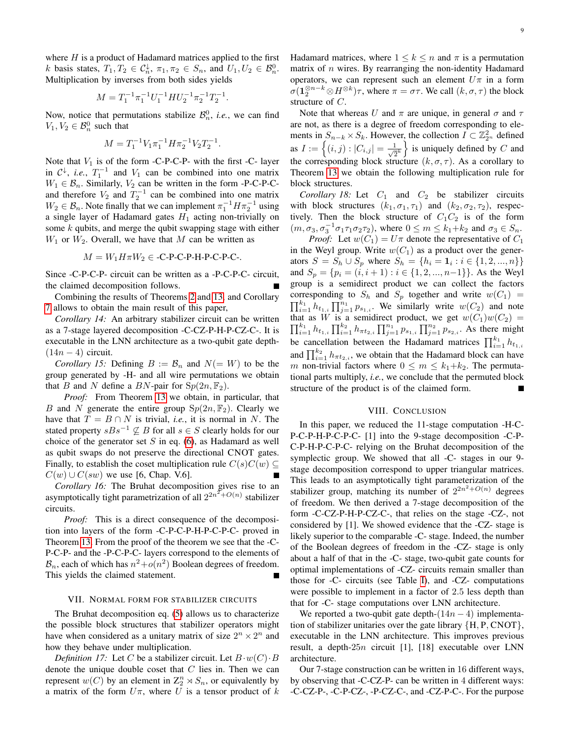where $H$ is a product of Hadamard matrices applied to the first $k$ basis states, $T_1, T_2 \in \mathcal{C}_n^{\downarrow}$, $\pi_1, \pi_2 \in S_n$, and $U_1, U_2 \in \mathcal{B}_n^0$. Multiplication by inverses from both sides yields

$$M = T_1^{-1}\pi_1^{-1}U_1^{-1}HU_2^{-1}\pi_2^{-1}T_2^{-1}.$$

Now, notice that permutations stabilize $\mathcal{B}_n^0$, *i.e.*, we can find $V_1, V_2 \in \mathcal{B}_n^0$ such that

$$M = T_1^{-1}V_1\pi_1^{-1}H\pi_2^{-1}V_2T_2^{-1}.$$

Note that $V_1$ is of the form -C-P-C-P- with the first -C- layer in $\mathcal{C}^{\downarrow}$, *i.e.*, $T_1^{-1}$ and $V_1$ can be combined into one matrix $W_1 \in \mathcal{B}_n$. Similarly, $V_2$ can be written in the form -P-C-P-C- and therefore $V_2$ and $T_2^{-1}$ can be combined into one matrix $W_2 \in \mathcal{B}_n$. Note finally that we can implement $\pi_1^{-1}H\pi_2^{-1}$ using a single layer of Hadamard gates $H_1$ acting non-trivially on some $k$ qubits, and merge the qubit swapping stage with either $W_1$ or $W_2$. Overall, we have that $M$ can be written as

$$M = W_1H\pi W_2 \in \text{-C-P-C-P-H-P-C-P-C-}.$$

Since -C-P-C-P- circuit can be written as a -P-C-P-C- circuit, the claimed decomposition follows. ∎

Combining the results of Theorems 2 and 13, and Corollary 7 allows to obtain the main result of this paper,

*Corollary 14:* An arbitrary stabilizer circuit can be written as a 7-stage layered decomposition -C-CZ-P-H-P-CZ-C-. It is executable in the LNN architecture as a two-qubit gate depth-$(14n-4)$ circuit.

*Corollary 15:* Defining $B := \mathcal{B}_n$ and $N(= W)$ to be the group generated by -H- and all wire permutations we obtain that $B$ and $N$ define a $BN$-pair for $Sp(2n, \mathbb{F}_2)$.

*Proof:* From Theorem 13 we obtain, in particular, that $B$ and $N$ generate the entire group $Sp(2n, \mathbb{F}_2)$. Clearly we have that $T = B \cap N$ is trivial, *i.e.*, it is normal in $N$. The stated property $sBs^{-1} \not\subseteq B$ for all $s \in S$ clearly holds for our choice of the generator set $S$ in eq. (6), as Hadamard as well as qubit swaps do not preserve the directional CNOT gates. Finally, to establish the coset multiplication rule $C(s)C(w) \subseteq C(w) \cup C(sw)$ we use [6, Chap. V.6]. ∎

*Corollary 16:* The Bruhat decomposition gives rise to an asymptotically tight parametrization of all $2^{2n^2+O(n)}$ stabilizer circuits.

*Proof:* This is a direct consequence of the decomposition into layers of the form -C-P-C-P-H-P-C-P-C- proved in Theorem 13. From the proof of the theorem we see that the -C-P-C-P- and the -P-C-P-C- layers correspond to the elements of $\mathcal{B}_n$, each of which has $n^2+o(n^2)$ Boolean degrees of freedom. This yields the claimed statement. ∎

## VII. Normal form for stabilizer circuits

The Bruhat decomposition eq. (5) allows us to characterize the possible block structures that stabilizer operators might have when considered as a unitary matrix of size $2^n \times 2^n$ and how they behave under multiplication.

*Definition 17:* Let $C$ be a stabilizer circuit. Let $B \cdot w(C) \cdot B$ denote the unique double coset that $C$ lies in. Then we can represent $w(C)$ by an element in $\mathbb{Z}_2^n \rtimes S_n$, or equivalently by a matrix of the form $U\pi$, where $U$ is a tensor product of $k$ Hadamard matrices, where $1 \leq k \leq n$ and $\pi$ is a permutation matrix of $n$ wires. By rearranging the non-identity Hadamard operators, we can represent such an element $U\pi$ in a form $\sigma(\mathbf{1}_2^{\otimes n-k} \otimes H^{\otimes k})\tau$, where $\pi = \sigma\tau$. We call $(k, \sigma, \tau)$ the block structure of $C$.

Note that whereas $U$ and $\pi$ are unique, in general $\sigma$ and $\tau$ are not, as there is a degree of freedom corresponding to elements in $S_{n-k} \times S_k$. However, the collection $I \subset \mathbb{Z}_{2^n}^2$ defined as $I := \left\{(i,j) : |C_{i,j}| = \frac{1}{\sqrt{2}^k}\right\}$ is uniquely defined by $C$ and the corresponding block structure $(k, \sigma, \tau)$. As a corollary to Theorem 13 we obtain the following multiplication rule for block structures.

*Corollary 18:* Let $C_1$ and $C_2$ be stabilizer circuits with block structures $(k_1, \sigma_1, \tau_1)$ and $(k_2, \sigma_2, \tau_2)$, respectively. Then the block structure of $C_1C_2$ is of the form $(m, \sigma_3, \sigma_3^{-1}\sigma_1\tau_1\sigma_2\tau_2)$, where $0 \leq m \leq k_1+k_2$ and $\sigma_3 \in S_n$.

*Proof:* Let $w(C_1) = U\pi$ denote the representative of $C_1$ in the Weyl group. Write $w(C_1)$ as a product over the generators $S = S_h \cup S_p$ where $S_h = \{h_i = \mathbf{1}_i : i \in \{1, 2, ..., n\}\}$ and $S_p = \{p_i = (i, i+1) : i \in \{1, 2, ..., n-1\}\}$. As the Weyl group is a semidirect product we can collect the factors corresponding to $S_h$ and $S_p$ together and write $w(C_1) = \prod_{i=1}^{k_1} h_{t_{1,i}} \prod_{j=1}^{n_1} p_{s_{1,i}}$. We similarly write $w(C_2)$ and note that as $W$ is a semidirect product, we get $w(C_1)w(C_2) = \prod_{i=1}^{k_1} h_{t_{1,i}} \prod_{i=1}^{k_2} h_{\pi t_{2,i}} \prod_{j=1}^{n_1} p_{s_{1,i}} \prod_{j=1}^{n_2} p_{s_{2,i}}$. As there might be cancellation between the Hadamard matrices $\prod_{i=1}^{k_1} h_{t_{1,i}}$ and $\prod_{i=1}^{k_2} h_{\pi t_{2,i}}$, we obtain that the Hadamard block can have $m$ non-trivial factors where $0 \leq m \leq k_1+k_2$. The permutational parts multiply, *i.e.*, we conclude that the permuted block structure of the product is of the claimed form. ∎

## VIII. Conclusion

In this paper, we reduced the 11-stage computation -H-C-P-C-P-H-P-C-P-C- [1] into the 9-stage decomposition -C-P-C-P-H-P-C-P-C- relying on the Bruhat decomposition of the symplectic group. We showed that all -C- stages in our 9-stage decomposition correspond to upper triangular matrices. This leads to an asymptotically tight parameterization of the stabilizer group, matching its number of $2^{2n^2+O(n)}$ degrees of freedom. We then derived a 7-stage decomposition of the form -C-CZ-P-H-P-CZ-C-, that relies on the stage -CZ-, not considered by [1]. We showed evidence that the -CZ- stage is likely superior to the comparable -C- stage. Indeed, the number of the Boolean degrees of freedom in the -CZ- stage is only about a half of that in the -C- stage, two-qubit gate counts for optimal implementations of -CZ- circuits remain smaller than those for -C- circuits (see Table I), and -CZ- computations were possible to implement in a factor of 2.5 less depth than that for -C- stage computations over LNN architecture.

We reported a two-qubit gate depth-$(14n-4)$ implementation of stabilizer unitaries over the gate library {H, P, CNOT}, executable in the LNN architecture. This improves previous result, a depth-$25n$ circuit [1], [18] executable over LNN architecture.

Our 7-stage construction can be written in 16 different ways, by observing that -C-CZ-P- can be written in 4 different ways: -C-CZ-P-, -C-P-CZ-, -P-CZ-C-, and -CZ-P-C-. For the purpose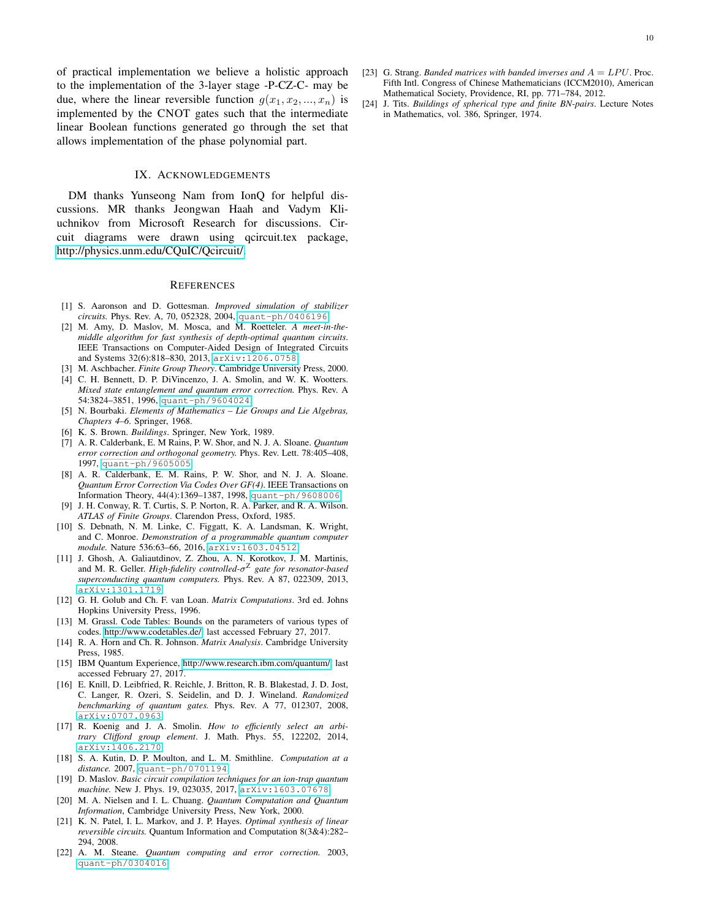of practical implementation we believe a holistic approach to the implementation of the 3-layer stage -P-CZ-C- may be due, where the linear reversible function $g(x_1, x_2, ..., x_n)$ is implemented by the CNOT gates such that the intermediate linear Boolean functions generated go through the set that allows implementation of the phase polynomial part.

## IX. Acknowledgements

DM thanks Yunseong Nam from IonQ for helpful discussions. MR thanks Jeongwan Haah and Vadym Kliuchnikov from Microsoft Research for discussions. Circuit diagrams were drawn using qcircuit.tex package, http://physics.unm.edu/CQuIC/Qcircuit/.

## References

[1] S. Aaronson and D. Gottesman. *Improved simulation of stabilizer circuits.* Phys. Rev. A, 70, 052328, 2004, quant-ph/0406196.

[2] M. Amy, D. Maslov, M. Mosca, and M. Roetteler. *A meet-in-the-middle algorithm for fast synthesis of depth-optimal quantum circuits.* IEEE Transactions on Computer-Aided Design of Integrated Circuits and Systems 32(6):818–830, 2013, arXiv:1206.0758.

[3] M. Aschbacher. *Finite Group Theory*. Cambridge University Press, 2000.

[4] C. H. Bennett, D. P. DiVincenzo, J. A. Smolin, and W. K. Wootters. *Mixed state entanglement and quantum error correction.* Phys. Rev. A 54:3824–3851, 1996, quant-ph/9604024.

[5] N. Bourbaki. *Elements of Mathematics – Lie Groups and Lie Algebras, Chapters 4–6*. Springer, 1968.

[6] K. S. Brown. *Buildings*. Springer, New York, 1989.

[7] A. R. Calderbank, E. M Rains, P. W. Shor, and N. J. A. Sloane. *Quantum error correction and orthogonal geometry.* Phys. Rev. Lett. 78:405–408, 1997, quant-ph/9605005.

[8] A. R. Calderbank, E. M. Rains, P. W. Shor, and N. J. A. Sloane. *Quantum Error Correction Via Codes Over GF(4)*. IEEE Transactions on Information Theory, 44(4):1369–1387, 1998, quant-ph/9608006.

[9] J. H. Conway, R. T. Curtis, S. P. Norton, R. A. Parker, and R. A. Wilson. *ATLAS of Finite Groups*. Clarendon Press, Oxford, 1985.

[10] S. Debnath, N. M. Linke, C. Figgatt, K. A. Landsman, K. Wright, and C. Monroe. *Demonstration of a programmable quantum computer module.* Nature 536:63–66, 2016, arXiv:1603.04512.

[11] J. Ghosh, A. Galiautdinov, Z. Zhou, A. N. Korotkov, J. M. Martinis, and M. R. Geller. *High-fidelity controlled-$\sigma^Z$ gate for resonator-based superconducting quantum computers.* Phys. Rev. A 87, 022309, 2013, arXiv:1301.1719.

[12] G. H. Golub and Ch. F. van Loan. *Matrix Computations*. 3rd ed. Johns Hopkins University Press, 1996.

[13] M. Grassl. Code Tables: Bounds on the parameters of various types of codes. http://www.codetables.de/, last accessed February 27, 2017.

[14] R. A. Horn and Ch. R. Johnson. *Matrix Analysis*. Cambridge University Press, 1985.

[15] IBM Quantum Experience, http://www.research.ibm.com/quantum/, last accessed February 27, 2017.

[16] E. Knill, D. Leibfried, R. Reichle, J. Britton, R. B. Blakestad, J. D. Jost, C. Langer, R. Ozeri, S. Seidelin, and D. J. Wineland. *Randomized benchmarking of quantum gates.* Phys. Rev. A 77, 012307, 2008, arXiv:0707.0963.

[17] R. Koenig and J. A. Smolin. *How to efficiently select an arbitrary Clifford group element*. J. Math. Phys. 55, 122202, 2014, arXiv:1406.2170.

[18] S. A. Kutin, D. P. Moulton, and L. M. Smithline. *Computation at a distance.* 2007, quant-ph/0701194.

[19] D. Maslov. *Basic circuit compilation techniques for an ion-trap quantum machine.* New J. Phys. 19, 023035, 2017, arXiv:1603.07678.

[20] M. A. Nielsen and I. L. Chuang. *Quantum Computation and Quantum Information*, Cambridge University Press, New York, 2000.

[21] K. N. Patel, I. L. Markov, and J. P. Hayes. *Optimal synthesis of linear reversible circuits.* Quantum Information and Computation 8(3&4):282–294, 2008.

[22] A. M. Steane. *Quantum computing and error correction.* 2003, quant-ph/0304016.

[23] G. Strang. *Banded matrices with banded inverses and $A = LPU$*. Proc. Fifth Intl. Congress of Chinese Mathematicians (ICCM2010), American Mathematical Society, Providence, RI, pp. 771–784, 2012.

[24] J. Tits. *Buildings of spherical type and finite BN-pairs*. Lecture Notes in Mathematics, vol. 386, Springer, 1974.